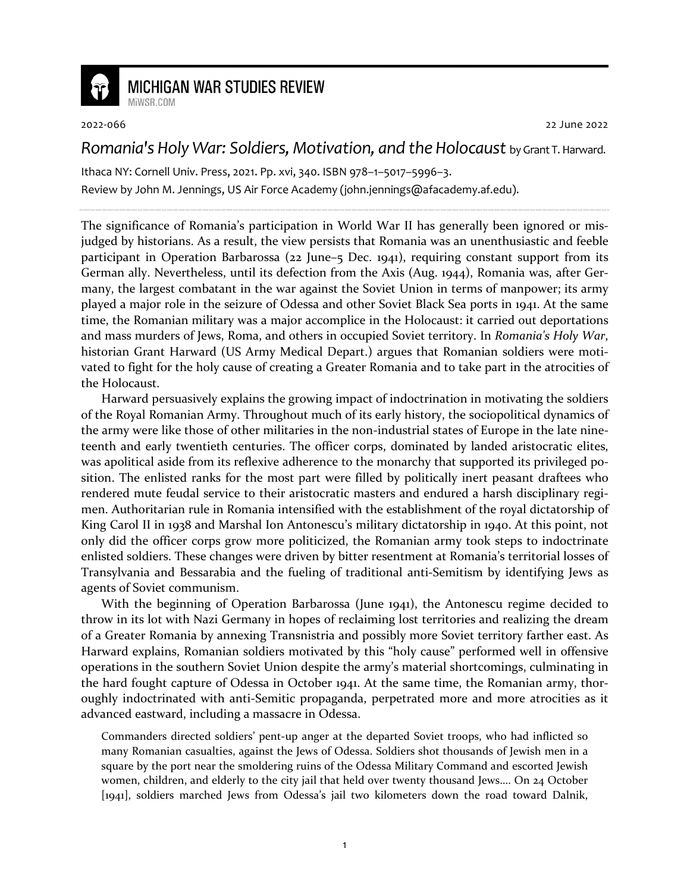# MICHIGAN WAR STUDIES REVIEW

MiWSR.COM

2022-066 22 June 2022

## *Romania's Holy War: Soldiers, Motivation, and the Holocaust* by Grant T. Harward.

Ithaca NY: Cornell Univ. Press, 2021. Pp. xvi, 340. ISBN 978–1–5017–5996–3.

Review by John M. Jennings, US Air Force Academy (john.jennings@afacademy.af.edu).

---

The significance of Romania's participation in World War II has generally been ignored or misjudged by historians. As a result, the view persists that Romania was an unenthusiastic and feeble participant in Operation Barbarossa (22 June–5 Dec. 1941), requiring constant support from its German ally. Nevertheless, until its defection from the Axis (Aug. 1944), Romania was, after Germany, the largest combatant in the war against the Soviet Union in terms of manpower; its army played a major role in the seizure of Odessa and other Soviet Black Sea ports in 1941. At the same time, the Romanian military was a major accomplice in the Holocaust: it carried out deportations and mass murders of Jews, Roma, and others in occupied Soviet territory. In *Romania's Holy War*, historian Grant Harward (US Army Medical Depart.) argues that Romanian soldiers were motivated to fight for the holy cause of creating a Greater Romania and to take part in the atrocities of the Holocaust.

Harward persuasively explains the growing impact of indoctrination in motivating the soldiers of the Royal Romanian Army. Throughout much of its early history, the sociopolitical dynamics of the army were like those of other militaries in the non-industrial states of Europe in the late nineteenth and early twentieth centuries. The officer corps, dominated by landed aristocratic elites, was apolitical aside from its reflexive adherence to the monarchy that supported its privileged position. The enlisted ranks for the most part were filled by politically inert peasant draftees who rendered mute feudal service to their aristocratic masters and endured a harsh disciplinary regimen. Authoritarian rule in Romania intensified with the establishment of the royal dictatorship of King Carol II in 1938 and Marshal Ion Antonescu's military dictatorship in 1940. At this point, not only did the officer corps grow more politicized, the Romanian army took steps to indoctrinate enlisted soldiers. These changes were driven by bitter resentment at Romania's territorial losses of Transylvania and Bessarabia and the fueling of traditional anti-Semitism by identifying Jews as agents of Soviet communism.

With the beginning of Operation Barbarossa (June 1941), the Antonescu regime decided to throw in its lot with Nazi Germany in hopes of reclaiming lost territories and realizing the dream of a Greater Romania by annexing Transnistria and possibly more Soviet territory farther east. As Harward explains, Romanian soldiers motivated by this "holy cause" performed well in offensive operations in the southern Soviet Union despite the army's material shortcomings, culminating in the hard fought capture of Odessa in October 1941. At the same time, the Romanian army, thoroughly indoctrinated with anti-Semitic propaganda, perpetrated more and more atrocities as it advanced eastward, including a massacre in Odessa.

> Commanders directed soldiers' pent-up anger at the departed Soviet troops, who had inflicted so many Romanian casualties, against the Jews of Odessa. Soldiers shot thousands of Jewish men in a square by the port near the smoldering ruins of the Odessa Military Command and escorted Jewish women, children, and elderly to the city jail that held over twenty thousand Jews.... On 24 October [1941], soldiers marched Jews from Odessa's jail two kilometers down the road toward Dalnik,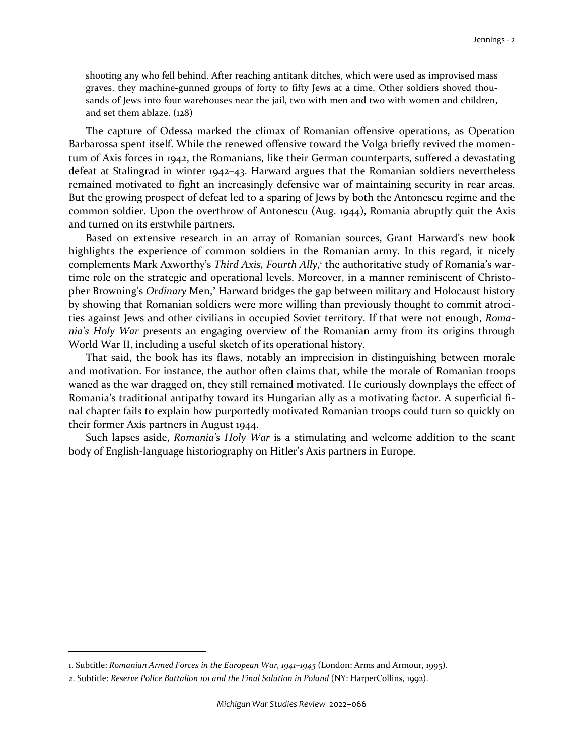> shooting any who fell behind. After reaching antitank ditches, which were used as improvised mass graves, they machine-gunned groups of forty to fifty Jews at a time. Other soldiers shoved thousands of Jews into four warehouses near the jail, two with men and two with women and children, and set them ablaze. (128)

The capture of Odessa marked the climax of Romanian offensive operations, as Operation Barbarossa spent itself. While the renewed offensive toward the Volga briefly revived the momentum of Axis forces in 1942, the Romanians, like their German counterparts, suffered a devastating defeat at Stalingrad in winter 1942–43. Harward argues that the Romanian soldiers nevertheless remained motivated to fight an increasingly defensive war of maintaining security in rear areas. But the growing prospect of defeat led to a sparing of Jews by both the Antonescu regime and the common soldier. Upon the overthrow of Antonescu (Aug. 1944), Romania abruptly quit the Axis and turned on its erstwhile partners.

Based on extensive research in an array of Romanian sources, Grant Harward's new book highlights the experience of common soldiers in the Romanian army. In this regard, it nicely complements Mark Axworthy's *Third Axis, Fourth Ally*,[1] the authoritative study of Romania's wartime role on the strategic and operational levels. Moreover, in a manner reminiscent of Christopher Browning's *Ordinary* Men,[2] Harward bridges the gap between military and Holocaust history by showing that Romanian soldiers were more willing than previously thought to commit atrocities against Jews and other civilians in occupied Soviet territory. If that were not enough, *Romania's Holy War* presents an engaging overview of the Romanian army from its origins through World War II, including a useful sketch of its operational history.

That said, the book has its flaws, notably an imprecision in distinguishing between morale and motivation. For instance, the author often claims that, while the morale of Romanian troops waned as the war dragged on, they still remained motivated. He curiously downplays the effect of Romania's traditional antipathy toward its Hungarian ally as a motivating factor. A superficial final chapter fails to explain how purportedly motivated Romanian troops could turn so quickly on their former Axis partners in August 1944.

Such lapses aside, *Romania's Holy War* is a stimulating and welcome addition to the scant body of English-language historiography on Hitler's Axis partners in Europe.

---

1. Subtitle: *Romanian Armed Forces in the European War, 1941–1945* (London: Arms and Armour, 1995).

2. Subtitle: *Reserve Police Battalion 101 and the Final Solution in Poland* (NY: HarperCollins, 1992).